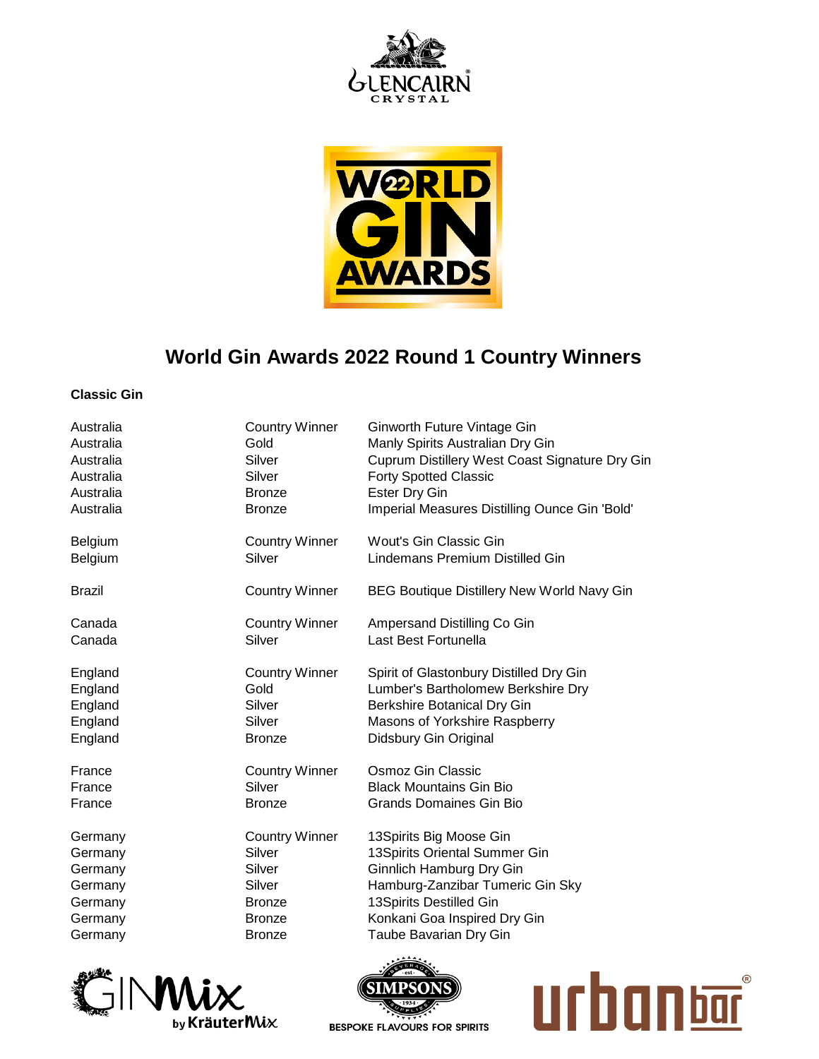# World Gin Awards 2022 Round 1 Country Winners

**Classic Gin**

| | | |
|---|---|---|
| Australia | Country Winner | Ginworth Future Vintage Gin |
| Australia | Gold | Manly Spirits Australian Dry Gin |
| Australia | Silver | Cuprum Distillery West Coast Signature Dry Gin |
| Australia | Silver | Forty Spotted Classic |
| Australia | Bronze | Ester Dry Gin |
| Australia | Bronze | Imperial Measures Distilling Ounce Gin 'Bold' |
| Belgium | Country Winner | Wout's Gin Classic Gin |
| Belgium | Silver | Lindemans Premium Distilled Gin |
| Brazil | Country Winner | BEG Boutique Distillery New World Navy Gin |
| Canada | Country Winner | Ampersand Distilling Co Gin |
| Canada | Silver | Last Best Fortunella |
| England | Country Winner | Spirit of Glastonbury Distilled Dry Gin |
| England | Gold | Lumber's Bartholomew Berkshire Dry |
| England | Silver | Berkshire Botanical Dry Gin |
| England | Silver | Masons of Yorkshire Raspberry |
| England | Bronze | Didsbury Gin Original |
| France | Country Winner | Osmoz Gin Classic |
| France | Silver | Black Mountains Gin Bio |
| France | Bronze | Grands Domaines Gin Bio |
| Germany | Country Winner | 13Spirits Big Moose Gin |
| Germany | Silver | 13Spirits Oriental Summer Gin |
| Germany | Silver | Ginnlich Hamburg Dry Gin |
| Germany | Silver | Hamburg-Zanzibar Tumeric Gin Sky |
| Germany | Bronze | 13Spirits Destilled Gin |
| Germany | Bronze | Konkani Goa Inspired Dry Gin |
| Germany | Bronze | Taube Bavarian Dry Gin |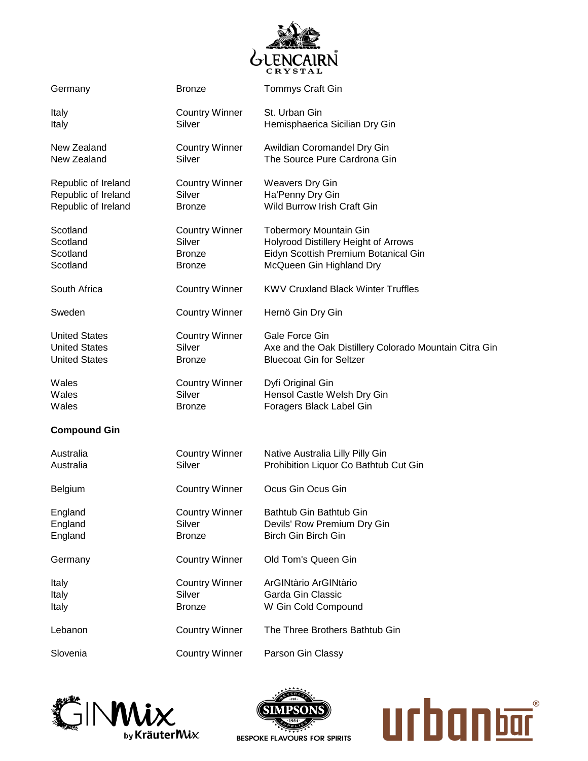| | | |
|---|---|---|
| Germany | Bronze | Tommys Craft Gin |
| Italy | Country Winner | St. Urban Gin |
| Italy | Silver | Hemisphaerica Sicilian Dry Gin |
| New Zealand | Country Winner | Awildian Coromandel Dry Gin |
| New Zealand | Silver | The Source Pure Cardrona Gin |
| Republic of Ireland | Country Winner | Weavers Dry Gin |
| Republic of Ireland | Silver | Ha'Penny Dry Gin |
| Republic of Ireland | Bronze | Wild Burrow Irish Craft Gin |
| Scotland | Country Winner | Tobermory Mountain Gin |
| Scotland | Silver | Holyrood Distillery Height of Arrows |
| Scotland | Bronze | Eidyn Scottish Premium Botanical Gin |
| Scotland | Bronze | McQueen Gin Highland Dry |
| South Africa | Country Winner | KWV Cruxland Black Winter Truffles |
| Sweden | Country Winner | Hernö Gin Dry Gin |
| United States | Country Winner | Gale Force Gin |
| United States | Silver | Axe and the Oak Distillery Colorado Mountain Citra Gin |
| United States | Bronze | Bluecoat Gin for Seltzer |
| Wales | Country Winner | Dyfi Original Gin |
| Wales | Silver | Hensol Castle Welsh Dry Gin |
| Wales | Bronze | Foragers Black Label Gin |

**Compound Gin**

| | | |
|---|---|---|
| Australia | Country Winner | Native Australia Lilly Pilly Gin |
| Australia | Silver | Prohibition Liquor Co Bathtub Cut Gin |
| Belgium | Country Winner | Ocus Gin Ocus Gin |
| England | Country Winner | Bathtub Gin Bathtub Gin |
| England | Silver | Devils' Row Premium Dry Gin |
| England | Bronze | Birch Gin Birch Gin |
| Germany | Country Winner | Old Tom's Queen Gin |
| Italy | Country Winner | ArGINtàrio ArGINtàrio |
| Italy | Silver | Garda Gin Classic |
| Italy | Bronze | W Gin Cold Compound |
| Lebanon | Country Winner | The Three Brothers Bathtub Gin |
| Slovenia | Country Winner | Parson Gin Classy |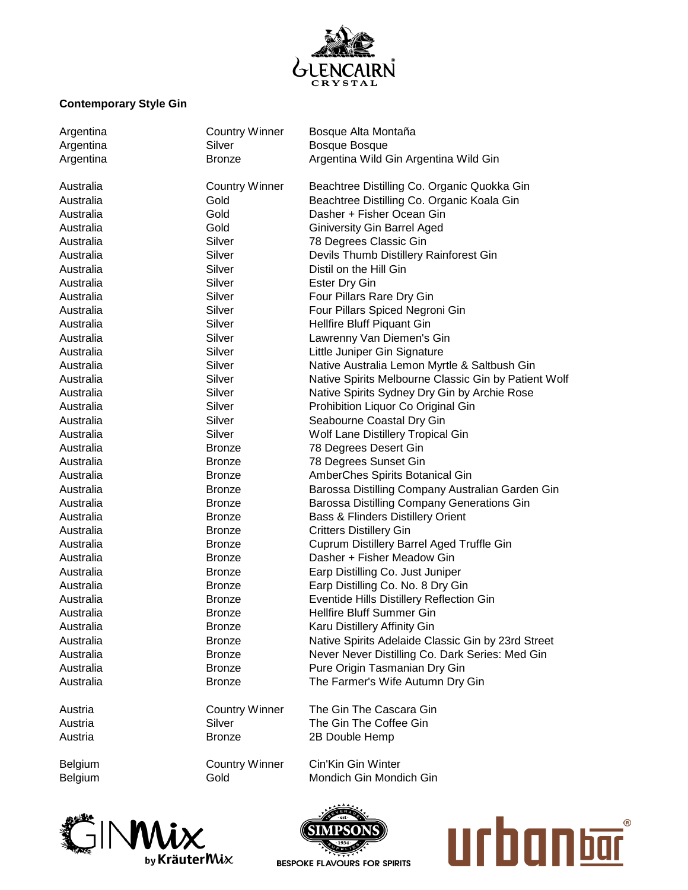**Contemporary Style Gin**

| Country | Award | Gin |
|---|---|---|
| Argentina | Country Winner | Bosque Alta Montaña |
| Argentina | Silver | Bosque Bosque |
| Argentina | Bronze | Argentina Wild Gin Argentina Wild Gin |
| Australia | Country Winner | Beachtree Distilling Co. Organic Quokka Gin |
| Australia | Gold | Beachtree Distilling Co. Organic Koala Gin |
| Australia | Gold | Dasher + Fisher Ocean Gin |
| Australia | Gold | Giniversity Gin Barrel Aged |
| Australia | Silver | 78 Degrees Classic Gin |
| Australia | Silver | Devils Thumb Distillery Rainforest Gin |
| Australia | Silver | Distil on the Hill Gin |
| Australia | Silver | Ester Dry Gin |
| Australia | Silver | Four Pillars Rare Dry Gin |
| Australia | Silver | Four Pillars Spiced Negroni Gin |
| Australia | Silver | Hellfire Bluff Piquant Gin |
| Australia | Silver | Lawrenny Van Diemen's Gin |
| Australia | Silver | Little Juniper Gin Signature |
| Australia | Silver | Native Australia Lemon Myrtle & Saltbush Gin |
| Australia | Silver | Native Spirits Melbourne Classic Gin by Patient Wolf |
| Australia | Silver | Native Spirits Sydney Dry Gin by Archie Rose |
| Australia | Silver | Prohibition Liquor Co Original Gin |
| Australia | Silver | Seabourne Coastal Dry Gin |
| Australia | Silver | Wolf Lane Distillery Tropical Gin |
| Australia | Bronze | 78 Degrees Desert Gin |
| Australia | Bronze | 78 Degrees Sunset Gin |
| Australia | Bronze | AmberChes Spirits Botanical Gin |
| Australia | Bronze | Barossa Distilling Company Australian Garden Gin |
| Australia | Bronze | Barossa Distilling Company Generations Gin |
| Australia | Bronze | Bass & Flinders Distillery Orient |
| Australia | Bronze | Critters Distillery Gin |
| Australia | Bronze | Cuprum Distillery Barrel Aged Truffle Gin |
| Australia | Bronze | Dasher + Fisher Meadow Gin |
| Australia | Bronze | Earp Distilling Co. Just Juniper |
| Australia | Bronze | Earp Distilling Co. No. 8 Dry Gin |
| Australia | Bronze | Eventide Hills Distillery Reflection Gin |
| Australia | Bronze | Hellfire Bluff Summer Gin |
| Australia | Bronze | Karu Distillery Affinity Gin |
| Australia | Bronze | Native Spirits Adelaide Classic Gin by 23rd Street |
| Australia | Bronze | Never Never Distilling Co. Dark Series: Med Gin |
| Australia | Bronze | Pure Origin Tasmanian Dry Gin |
| Australia | Bronze | The Farmer's Wife Autumn Dry Gin |
| Austria | Country Winner | The Gin The Cascara Gin |
| Austria | Silver | The Gin The Coffee Gin |
| Austria | Bronze | 2B Double Hemp |
| Belgium | Country Winner | Cin'Kin Gin Winter |
| Belgium | Gold | Mondich Gin Mondich Gin |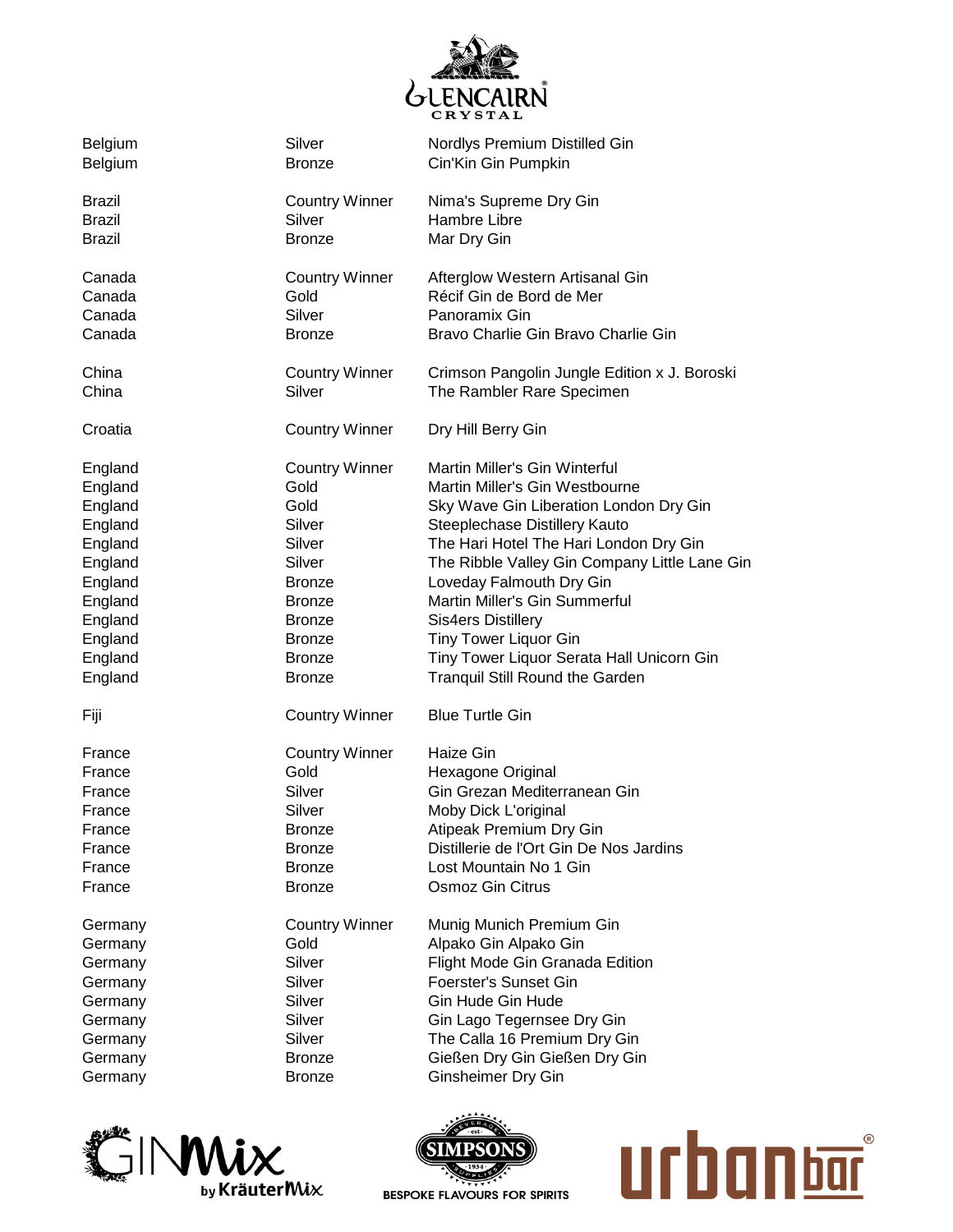| | | |
|---|---|---|
| Belgium | Silver | Nordlys Premium Distilled Gin |
| Belgium | Bronze | Cin'Kin Gin Pumpkin |
| | | |
| Brazil | Country Winner | Nima's Supreme Dry Gin |
| Brazil | Silver | Hambre Libre |
| Brazil | Bronze | Mar Dry Gin |
| | | |
| Canada | Country Winner | Afterglow Western Artisanal Gin |
| Canada | Gold | Récif Gin de Bord de Mer |
| Canada | Silver | Panoramix Gin |
| Canada | Bronze | Bravo Charlie Gin Bravo Charlie Gin |
| | | |
| China | Country Winner | Crimson Pangolin Jungle Edition x J. Boroski |
| China | Silver | The Rambler Rare Specimen |
| | | |
| Croatia | Country Winner | Dry Hill Berry Gin |
| | | |
| England | Country Winner | Martin Miller's Gin Winterful |
| England | Gold | Martin Miller's Gin Westbourne |
| England | Gold | Sky Wave Gin Liberation London Dry Gin |
| England | Silver | Steeplechase Distillery Kauto |
| England | Silver | The Hari Hotel The Hari London Dry Gin |
| England | Silver | The Ribble Valley Gin Company Little Lane Gin |
| England | Bronze | Loveday Falmouth Dry Gin |
| England | Bronze | Martin Miller's Gin Summerful |
| England | Bronze | Sis4ers Distillery |
| England | Bronze | Tiny Tower Liquor Gin |
| England | Bronze | Tiny Tower Liquor Serata Hall Unicorn Gin |
| England | Bronze | Tranquil Still Round the Garden |
| | | |
| Fiji | Country Winner | Blue Turtle Gin |
| | | |
| France | Country Winner | Haize Gin |
| France | Gold | Hexagone Original |
| France | Silver | Gin Grezan Mediterranean Gin |
| France | Silver | Moby Dick L'original |
| France | Bronze | Atipeak Premium Dry Gin |
| France | Bronze | Distillerie de l'Ort Gin De Nos Jardins |
| France | Bronze | Lost Mountain No 1 Gin |
| France | Bronze | Osmoz Gin Citrus |
| | | |
| Germany | Country Winner | Munig Munich Premium Gin |
| Germany | Gold | Alpako Gin Alpako Gin |
| Germany | Silver | Flight Mode Gin Granada Edition |
| Germany | Silver | Foerster's Sunset Gin |
| Germany | Silver | Gin Hude Gin Hude |
| Germany | Silver | Gin Lago Tegernsee Dry Gin |
| Germany | Silver | The Calla 16 Premium Dry Gin |
| Germany | Bronze | Gießen Dry Gin Gießen Dry Gin |
| Germany | Bronze | Ginsheimer Dry Gin |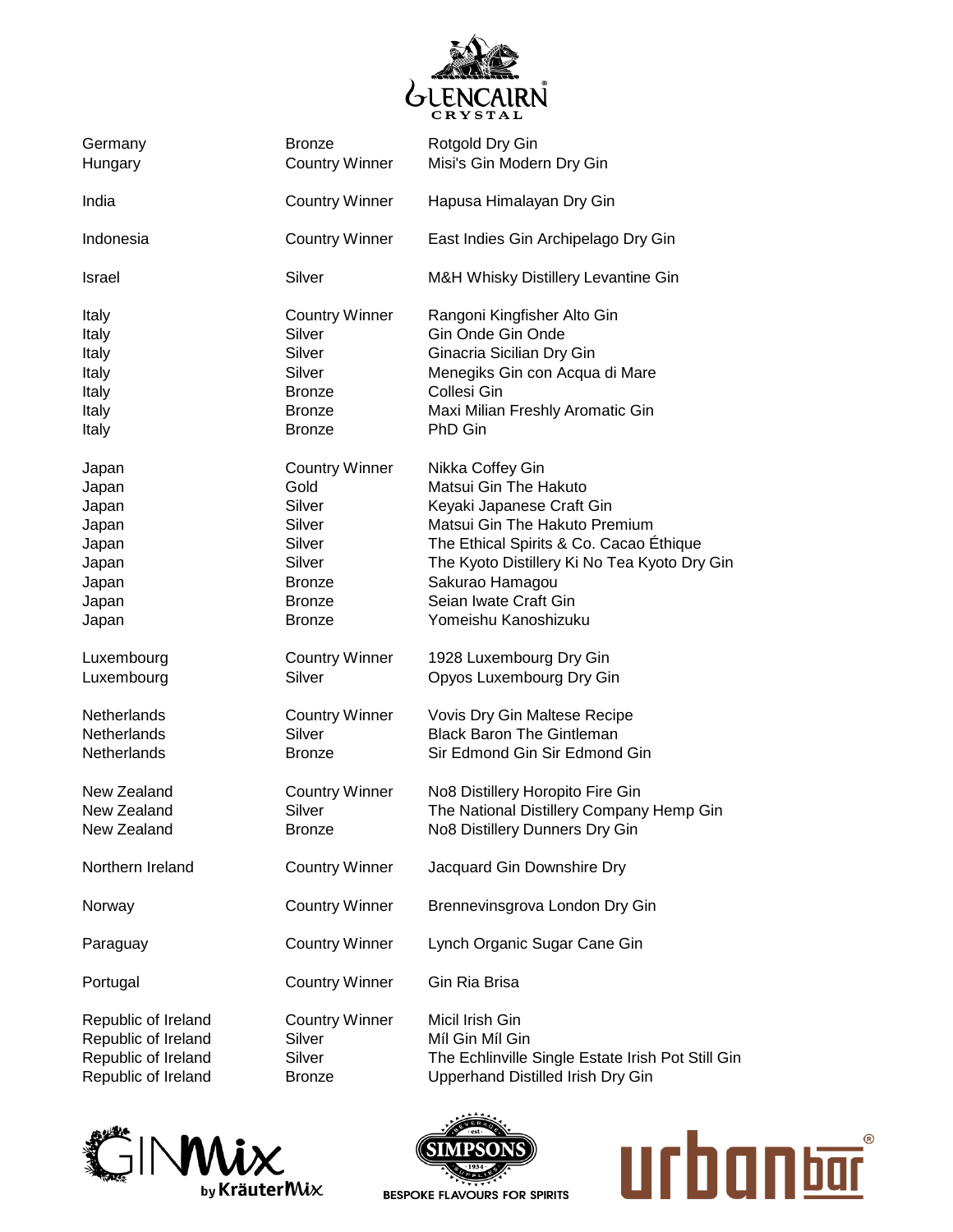| | | |
|---|---|---|
| Germany | Bronze | Rotgold Dry Gin |
| Hungary | Country Winner | Misi's Gin Modern Dry Gin |
| India | Country Winner | Hapusa Himalayan Dry Gin |
| Indonesia | Country Winner | East Indies Gin Archipelago Dry Gin |
| Israel | Silver | M&H Whisky Distillery Levantine Gin |
| Italy | Country Winner | Rangoni Kingfisher Alto Gin |
| Italy | Silver | Gin Onde Gin Onde |
| Italy | Silver | Ginacria Sicilian Dry Gin |
| Italy | Silver | Menegiks Gin con Acqua di Mare |
| Italy | Bronze | Collesi Gin |
| Italy | Bronze | Maxi Milian Freshly Aromatic Gin |
| Italy | Bronze | PhD Gin |
| Japan | Country Winner | Nikka Coffey Gin |
| Japan | Gold | Matsui Gin The Hakuto |
| Japan | Silver | Keyaki Japanese Craft Gin |
| Japan | Silver | Matsui Gin The Hakuto Premium |
| Japan | Silver | The Ethical Spirits & Co. Cacao Éthique |
| Japan | Silver | The Kyoto Distillery Ki No Tea Kyoto Dry Gin |
| Japan | Bronze | Sakurao Hamagou |
| Japan | Bronze | Seian Iwate Craft Gin |
| Japan | Bronze | Yomeishu Kanoshizuku |
| Luxembourg | Country Winner | 1928 Luxembourg Dry Gin |
| Luxembourg | Silver | Opyos Luxembourg Dry Gin |
| Netherlands | Country Winner | Vovis Dry Gin Maltese Recipe |
| Netherlands | Silver | Black Baron The Gintleman |
| Netherlands | Bronze | Sir Edmond Gin Sir Edmond Gin |
| New Zealand | Country Winner | No8 Distillery Horopito Fire Gin |
| New Zealand | Silver | The National Distillery Company Hemp Gin |
| New Zealand | Bronze | No8 Distillery Dunners Dry Gin |
| Northern Ireland | Country Winner | Jacquard Gin Downshire Dry |
| Norway | Country Winner | Brennevinsgrova London Dry Gin |
| Paraguay | Country Winner | Lynch Organic Sugar Cane Gin |
| Portugal | Country Winner | Gin Ria Brisa |
| Republic of Ireland | Country Winner | Micil Irish Gin |
| Republic of Ireland | Silver | Míl Gin Míl Gin |
| Republic of Ireland | Silver | The Echlinville Single Estate Irish Pot Still Gin |
| Republic of Ireland | Bronze | Upperhand Distilled Irish Dry Gin |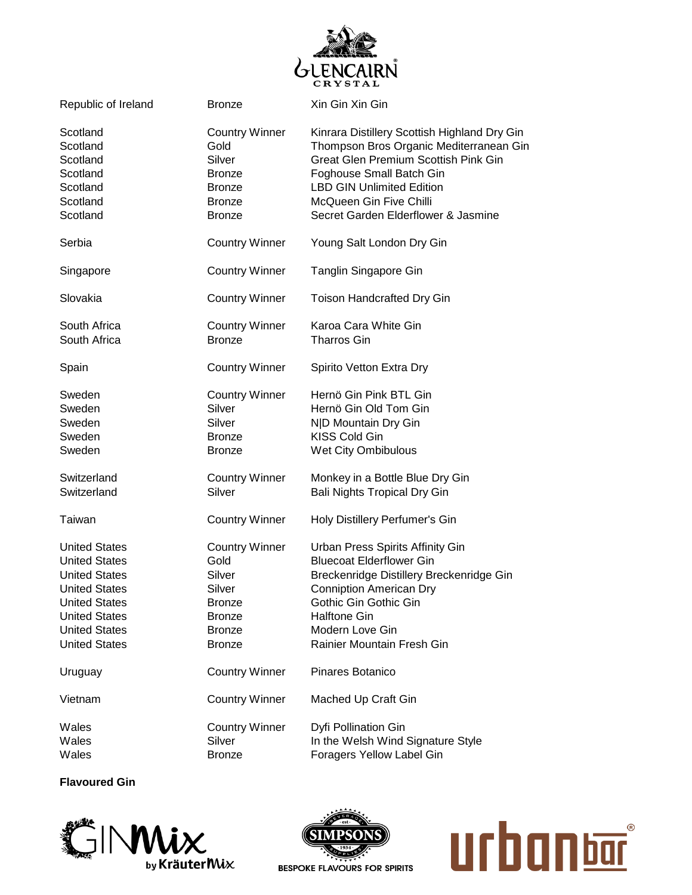| | | |
|---|---|---|
| Republic of Ireland | Bronze | Xin Gin Xin Gin |
| | | |
| Scotland | Country Winner | Kinrara Distillery Scottish Highland Dry Gin |
| Scotland | Gold | Thompson Bros Organic Mediterranean Gin |
| Scotland | Silver | Great Glen Premium Scottish Pink Gin |
| Scotland | Bronze | Foghouse Small Batch Gin |
| Scotland | Bronze | LBD GIN Unlimited Edition |
| Scotland | Bronze | McQueen Gin Five Chilli |
| Scotland | Bronze | Secret Garden Elderflower & Jasmine |
| | | |
| Serbia | Country Winner | Young Salt London Dry Gin |
| | | |
| Singapore | Country Winner | Tanglin Singapore Gin |
| | | |
| Slovakia | Country Winner | Toison Handcrafted Dry Gin |
| | | |
| South Africa | Country Winner | Karoa Cara White Gin |
| South Africa | Bronze | Tharros Gin |
| | | |
| Spain | Country Winner | Spirito Vetton Extra Dry |
| | | |
| Sweden | Country Winner | Hernö Gin Pink BTL Gin |
| Sweden | Silver | Hernö Gin Old Tom Gin |
| Sweden | Silver | N\|D Mountain Dry Gin |
| Sweden | Bronze | KISS Cold Gin |
| Sweden | Bronze | Wet City Ombibulous |
| | | |
| Switzerland | Country Winner | Monkey in a Bottle Blue Dry Gin |
| Switzerland | Silver | Bali Nights Tropical Dry Gin |
| | | |
| Taiwan | Country Winner | Holy Distillery Perfumer's Gin |
| | | |
| United States | Country Winner | Urban Press Spirits Affinity Gin |
| United States | Gold | Bluecoat Elderflower Gin |
| United States | Silver | Breckenridge Distillery Breckenridge Gin |
| United States | Silver | Conniption American Dry |
| United States | Bronze | Gothic Gin Gothic Gin |
| United States | Bronze | Halftone Gin |
| United States | Bronze | Modern Love Gin |
| United States | Bronze | Rainier Mountain Fresh Gin |
| | | |
| Uruguay | Country Winner | Pinares Botanico |
| | | |
| Vietnam | Country Winner | Mached Up Craft Gin |
| | | |
| Wales | Country Winner | Dyfi Pollination Gin |
| Wales | Silver | In the Welsh Wind Signature Style |
| Wales | Bronze | Foragers Yellow Label Gin |

**Flavoured Gin**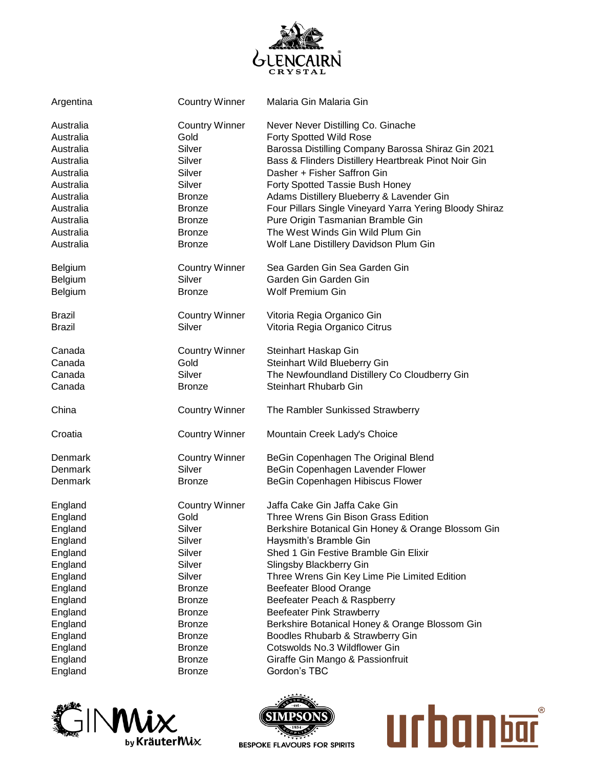| Country | Award | Gin |
|---|---|---|
| Argentina | Country Winner | Malaria Gin Malaria Gin |
| Australia | Country Winner | Never Never Distilling Co. Ginache |
| Australia | Gold | Forty Spotted Wild Rose |
| Australia | Silver | Barossa Distilling Company Barossa Shiraz Gin 2021 |
| Australia | Silver | Bass & Flinders Distillery Heartbreak Pinot Noir Gin |
| Australia | Silver | Dasher + Fisher Saffron Gin |
| Australia | Silver | Forty Spotted Tassie Bush Honey |
| Australia | Bronze | Adams Distillery Blueberry & Lavender Gin |
| Australia | Bronze | Four Pillars Single Vineyard Yarra Yering Bloody Shiraz |
| Australia | Bronze | Pure Origin Tasmanian Bramble Gin |
| Australia | Bronze | The West Winds Gin Wild Plum Gin |
| Australia | Bronze | Wolf Lane Distillery Davidson Plum Gin |
| Belgium | Country Winner | Sea Garden Gin Sea Garden Gin |
| Belgium | Silver | Garden Gin Garden Gin |
| Belgium | Bronze | Wolf Premium Gin |
| Brazil | Country Winner | Vitoria Regia Organico Gin |
| Brazil | Silver | Vitoria Regia Organico Citrus |
| Canada | Country Winner | Steinhart Haskap Gin |
| Canada | Gold | Steinhart Wild Blueberry Gin |
| Canada | Silver | The Newfoundland Distillery Co Cloudberry Gin |
| Canada | Bronze | Steinhart Rhubarb Gin |
| China | Country Winner | The Rambler Sunkissed Strawberry |
| Croatia | Country Winner | Mountain Creek Lady's Choice |
| Denmark | Country Winner | BeGin Copenhagen The Original Blend |
| Denmark | Silver | BeGin Copenhagen Lavender Flower |
| Denmark | Bronze | BeGin Copenhagen Hibiscus Flower |
| England | Country Winner | Jaffa Cake Gin Jaffa Cake Gin |
| England | Gold | Three Wrens Gin Bison Grass Edition |
| England | Silver | Berkshire Botanical Gin Honey & Orange Blossom Gin |
| England | Silver | Haysmith's Bramble Gin |
| England | Silver | Shed 1 Gin Festive Bramble Gin Elixir |
| England | Silver | Slingsby Blackberry Gin |
| England | Silver | Three Wrens Gin Key Lime Pie Limited Edition |
| England | Bronze | Beefeater Blood Orange |
| England | Bronze | Beefeater Peach & Raspberry |
| England | Bronze | Beefeater Pink Strawberry |
| England | Bronze | Berkshire Botanical Honey & Orange Blossom Gin |
| England | Bronze | Boodles Rhubarb & Strawberry Gin |
| England | Bronze | Cotswolds No.3 Wildflower Gin |
| England | Bronze | Giraffe Gin Mango & Passionfruit |
| England | Bronze | Gordon's TBC |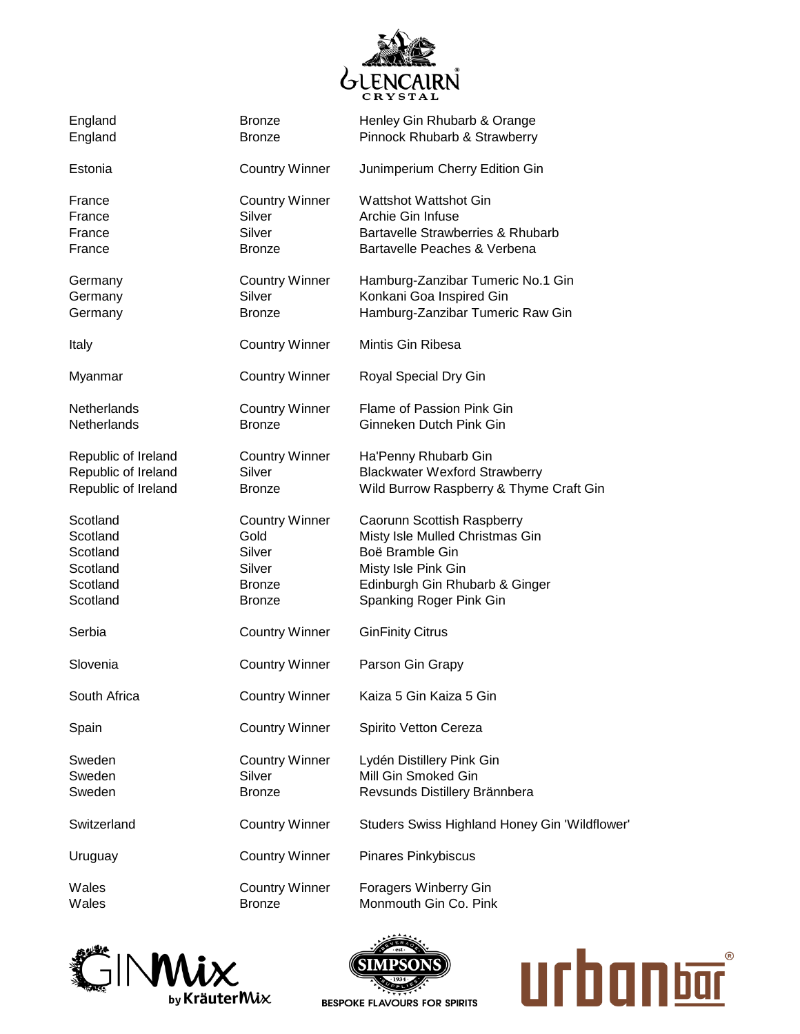| | | |
|---|---|---|
| England | Bronze | Henley Gin Rhubarb & Orange |
| England | Bronze | Pinnock Rhubarb & Strawberry |
| Estonia | Country Winner | Junimperium Cherry Edition Gin |
| France | Country Winner | Wattshot Wattshot Gin |
| France | Silver | Archie Gin Infuse |
| France | Silver | Bartavelle Strawberries & Rhubarb |
| France | Bronze | Bartavelle Peaches & Verbena |
| Germany | Country Winner | Hamburg-Zanzibar Tumeric No.1 Gin |
| Germany | Silver | Konkani Goa Inspired Gin |
| Germany | Bronze | Hamburg-Zanzibar Tumeric Raw Gin |
| Italy | Country Winner | Mintis Gin Ribesa |
| Myanmar | Country Winner | Royal Special Dry Gin |
| Netherlands | Country Winner | Flame of Passion Pink Gin |
| Netherlands | Bronze | Ginneken Dutch Pink Gin |
| Republic of Ireland | Country Winner | Ha'Penny Rhubarb Gin |
| Republic of Ireland | Silver | Blackwater Wexford Strawberry |
| Republic of Ireland | Bronze | Wild Burrow Raspberry & Thyme Craft Gin |
| Scotland | Country Winner | Caorunn Scottish Raspberry |
| Scotland | Gold | Misty Isle Mulled Christmas Gin |
| Scotland | Silver | Boë Bramble Gin |
| Scotland | Silver | Misty Isle Pink Gin |
| Scotland | Bronze | Edinburgh Gin Rhubarb & Ginger |
| Scotland | Bronze | Spanking Roger Pink Gin |
| Serbia | Country Winner | GinFinity Citrus |
| Slovenia | Country Winner | Parson Gin Grapy |
| South Africa | Country Winner | Kaiza 5 Gin Kaiza 5 Gin |
| Spain | Country Winner | Spirito Vetton Cereza |
| Sweden | Country Winner | Lydén Distillery Pink Gin |
| Sweden | Silver | Mill Gin Smoked Gin |
| Sweden | Bronze | Revsunds Distillery Brännbera |
| Switzerland | Country Winner | Studers Swiss Highland Honey Gin 'Wildflower' |
| Uruguay | Country Winner | Pinares Pinkybiscus |
| Wales | Country Winner | Foragers Winberry Gin |
| Wales | Bronze | Monmouth Gin Co. Pink |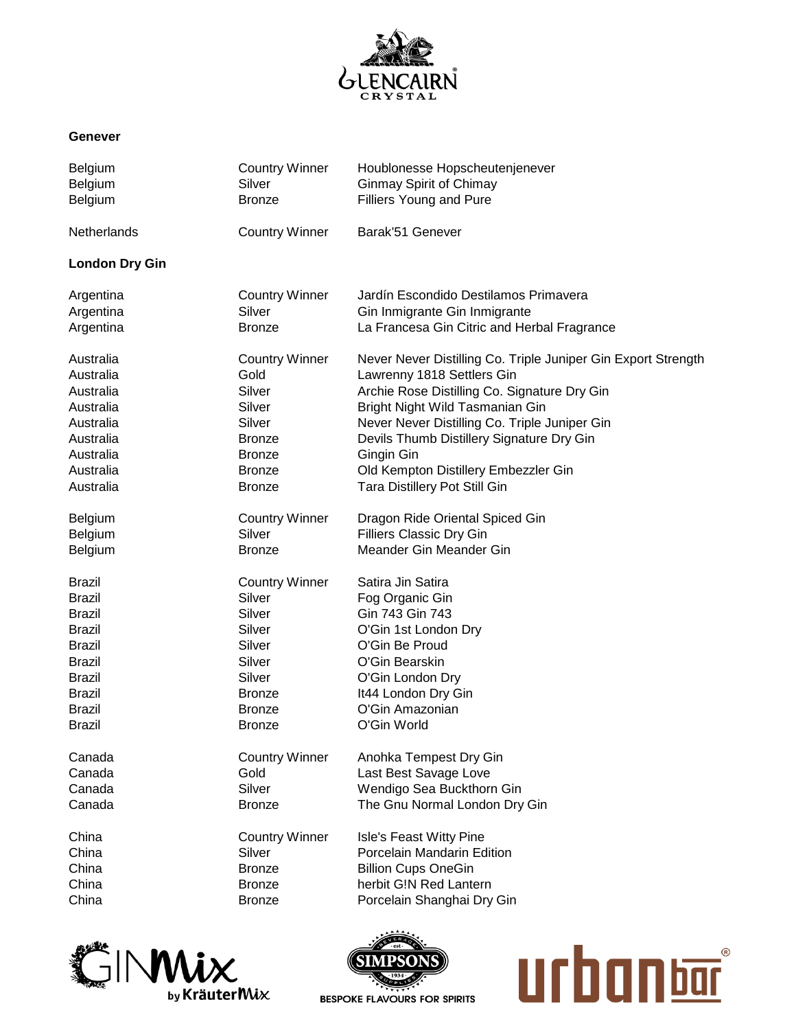## Genever

| | | |
|---|---|---|
| Belgium | Country Winner | Houblonesse Hopscheutenjenever |
| Belgium | Silver | Ginmay Spirit of Chimay |
| Belgium | Bronze | Filliers Young and Pure |
| Netherlands | Country Winner | Barak'51 Genever |

## London Dry Gin

| | | |
|---|---|---|
| Argentina | Country Winner | Jardín Escondido Destilamos Primavera |
| Argentina | Silver | Gin Inmigrante Gin Inmigrante |
| Argentina | Bronze | La Francesa Gin Citric and Herbal Fragrance |
| Australia | Country Winner | Never Never Distilling Co. Triple Juniper Gin Export Strength |
| Australia | Gold | Lawrenny 1818 Settlers Gin |
| Australia | Silver | Archie Rose Distilling Co. Signature Dry Gin |
| Australia | Silver | Bright Night Wild Tasmanian Gin |
| Australia | Silver | Never Never Distilling Co. Triple Juniper Gin |
| Australia | Bronze | Devils Thumb Distillery Signature Dry Gin |
| Australia | Bronze | Gingin Gin |
| Australia | Bronze | Old Kempton Distillery Embezzler Gin |
| Australia | Bronze | Tara Distillery Pot Still Gin |
| Belgium | Country Winner | Dragon Ride Oriental Spiced Gin |
| Belgium | Silver | Filliers Classic Dry Gin |
| Belgium | Bronze | Meander Gin Meander Gin |
| Brazil | Country Winner | Satira Jin Satira |
| Brazil | Silver | Fog Organic Gin |
| Brazil | Silver | Gin 743 Gin 743 |
| Brazil | Silver | O'Gin 1st London Dry |
| Brazil | Silver | O'Gin Be Proud |
| Brazil | Silver | O'Gin Bearskin |
| Brazil | Silver | O'Gin London Dry |
| Brazil | Bronze | It44 London Dry Gin |
| Brazil | Bronze | O'Gin Amazonian |
| Brazil | Bronze | O'Gin World |
| Canada | Country Winner | Anohka Tempest Dry Gin |
| Canada | Gold | Last Best Savage Love |
| Canada | Silver | Wendigo Sea Buckthorn Gin |
| Canada | Bronze | The Gnu Normal London Dry Gin |
| China | Country Winner | Isle's Feast Witty Pine |
| China | Silver | Porcelain Mandarin Edition |
| China | Bronze | Billion Cups OneGin |
| China | Bronze | herbit G!N Red Lantern |
| China | Bronze | Porcelain Shanghai Dry Gin |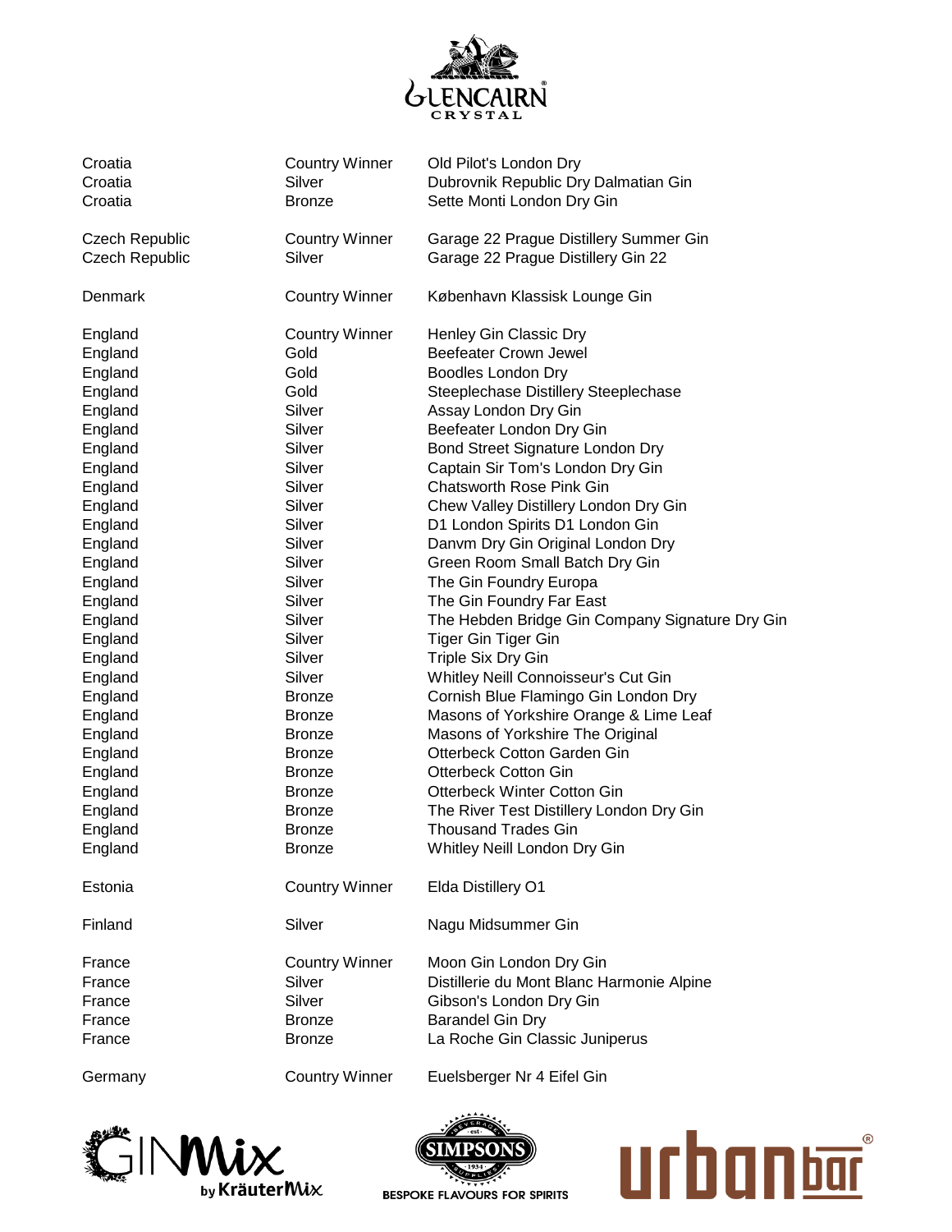| | | |
|---|---|---|
| Croatia | Country Winner | Old Pilot's London Dry |
| Croatia | Silver | Dubrovnik Republic Dry Dalmatian Gin |
| Croatia | Bronze | Sette Monti London Dry Gin |
| | | |
| Czech Republic | Country Winner | Garage 22 Prague Distillery Summer Gin |
| Czech Republic | Silver | Garage 22 Prague Distillery Gin 22 |
| | | |
| Denmark | Country Winner | København Klassisk Lounge Gin |
| | | |
| England | Country Winner | Henley Gin Classic Dry |
| England | Gold | Beefeater Crown Jewel |
| England | Gold | Boodles London Dry |
| England | Gold | Steeplechase Distillery Steeplechase |
| England | Silver | Assay London Dry Gin |
| England | Silver | Beefeater London Dry Gin |
| England | Silver | Bond Street Signature London Dry |
| England | Silver | Captain Sir Tom's London Dry Gin |
| England | Silver | Chatsworth Rose Pink Gin |
| England | Silver | Chew Valley Distillery London Dry Gin |
| England | Silver | D1 London Spirits D1 London Gin |
| England | Silver | Danvm Dry Gin Original London Dry |
| England | Silver | Green Room Small Batch Dry Gin |
| England | Silver | The Gin Foundry Europa |
| England | Silver | The Gin Foundry Far East |
| England | Silver | The Hebden Bridge Gin Company Signature Dry Gin |
| England | Silver | Tiger Gin Tiger Gin |
| England | Silver | Triple Six Dry Gin |
| England | Silver | Whitley Neill Connoisseur's Cut Gin |
| England | Bronze | Cornish Blue Flamingo Gin London Dry |
| England | Bronze | Masons of Yorkshire Orange & Lime Leaf |
| England | Bronze | Masons of Yorkshire The Original |
| England | Bronze | Otterbeck Cotton Garden Gin |
| England | Bronze | Otterbeck Cotton Gin |
| England | Bronze | Otterbeck Winter Cotton Gin |
| England | Bronze | The River Test Distillery London Dry Gin |
| England | Bronze | Thousand Trades Gin |
| England | Bronze | Whitley Neill London Dry Gin |
| | | |
| Estonia | Country Winner | Elda Distillery O1 |
| | | |
| Finland | Silver | Nagu Midsummer Gin |
| | | |
| France | Country Winner | Moon Gin London Dry Gin |
| France | Silver | Distillerie du Mont Blanc Harmonie Alpine |
| France | Silver | Gibson's London Dry Gin |
| France | Bronze | Barandel Gin Dry |
| France | Bronze | La Roche Gin Classic Juniperus |
| | | |
| Germany | Country Winner | Euelsberger Nr 4 Eifel Gin |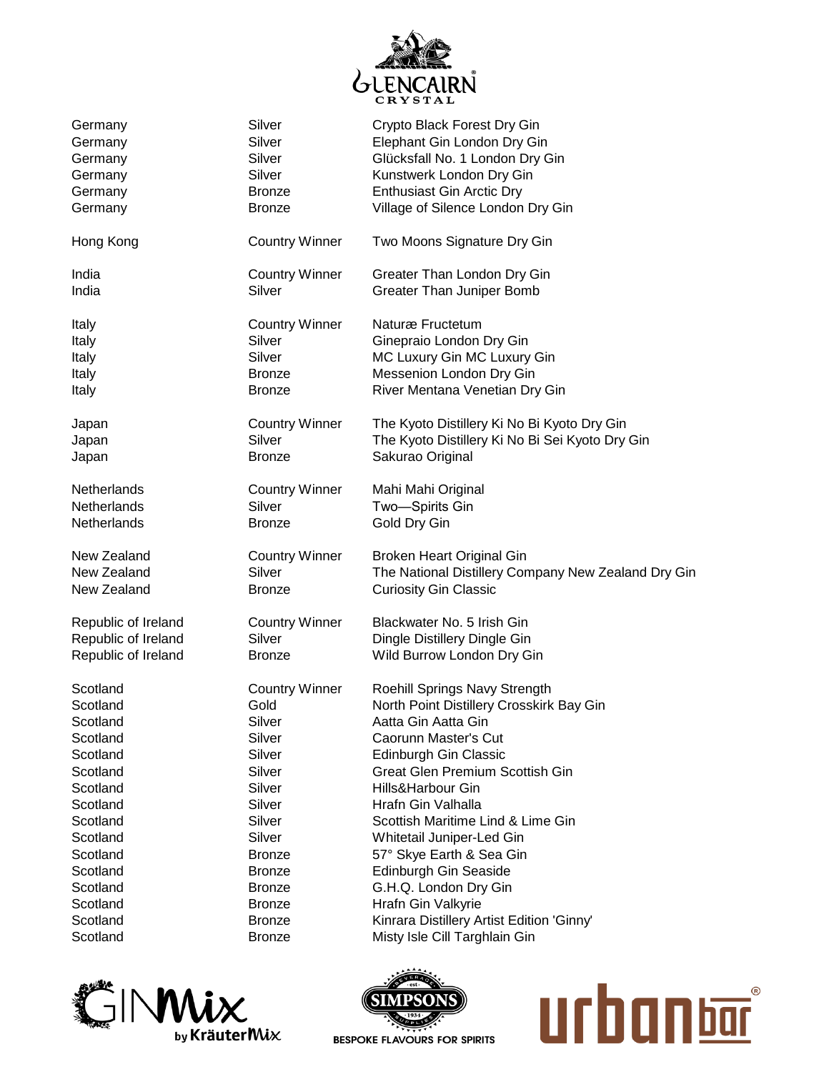| | | |
|---|---|---|
| Germany | Silver | Crypto Black Forest Dry Gin |
| Germany | Silver | Elephant Gin London Dry Gin |
| Germany | Silver | Glücksfall No. 1 London Dry Gin |
| Germany | Silver | Kunstwerk London Dry Gin |
| Germany | Bronze | Enthusiast Gin Arctic Dry |
| Germany | Bronze | Village of Silence London Dry Gin |
| Hong Kong | Country Winner | Two Moons Signature Dry Gin |
| India | Country Winner | Greater Than London Dry Gin |
| India | Silver | Greater Than Juniper Bomb |
| Italy | Country Winner | Naturæ Fructetum |
| Italy | Silver | Ginepraio London Dry Gin |
| Italy | Silver | MC Luxury Gin MC Luxury Gin |
| Italy | Bronze | Messenion London Dry Gin |
| Italy | Bronze | River Mentana Venetian Dry Gin |
| Japan | Country Winner | The Kyoto Distillery Ki No Bi Kyoto Dry Gin |
| Japan | Silver | The Kyoto Distillery Ki No Bi Sei Kyoto Dry Gin |
| Japan | Bronze | Sakurao Original |
| Netherlands | Country Winner | Mahi Mahi Original |
| Netherlands | Silver | Two—Spirits Gin |
| Netherlands | Bronze | Gold Dry Gin |
| New Zealand | Country Winner | Broken Heart Original Gin |
| New Zealand | Silver | The National Distillery Company New Zealand Dry Gin |
| New Zealand | Bronze | Curiosity Gin Classic |
| Republic of Ireland | Country Winner | Blackwater No. 5 Irish Gin |
| Republic of Ireland | Silver | Dingle Distillery Dingle Gin |
| Republic of Ireland | Bronze | Wild Burrow London Dry Gin |
| Scotland | Country Winner | Roehill Springs Navy Strength |
| Scotland | Gold | North Point Distillery Crosskirk Bay Gin |
| Scotland | Silver | Aatta Gin Aatta Gin |
| Scotland | Silver | Caorunn Master's Cut |
| Scotland | Silver | Edinburgh Gin Classic |
| Scotland | Silver | Great Glen Premium Scottish Gin |
| Scotland | Silver | Hills&Harbour Gin |
| Scotland | Silver | Hrafn Gin Valhalla |
| Scotland | Silver | Scottish Maritime Lind & Lime Gin |
| Scotland | Silver | Whitetail Juniper-Led Gin |
| Scotland | Bronze | 57° Skye Earth & Sea Gin |
| Scotland | Bronze | Edinburgh Gin Seaside |
| Scotland | Bronze | G.H.Q. London Dry Gin |
| Scotland | Bronze | Hrafn Gin Valkyrie |
| Scotland | Bronze | Kinrara Distillery Artist Edition 'Ginny' |
| Scotland | Bronze | Misty Isle Cill Targhlain Gin |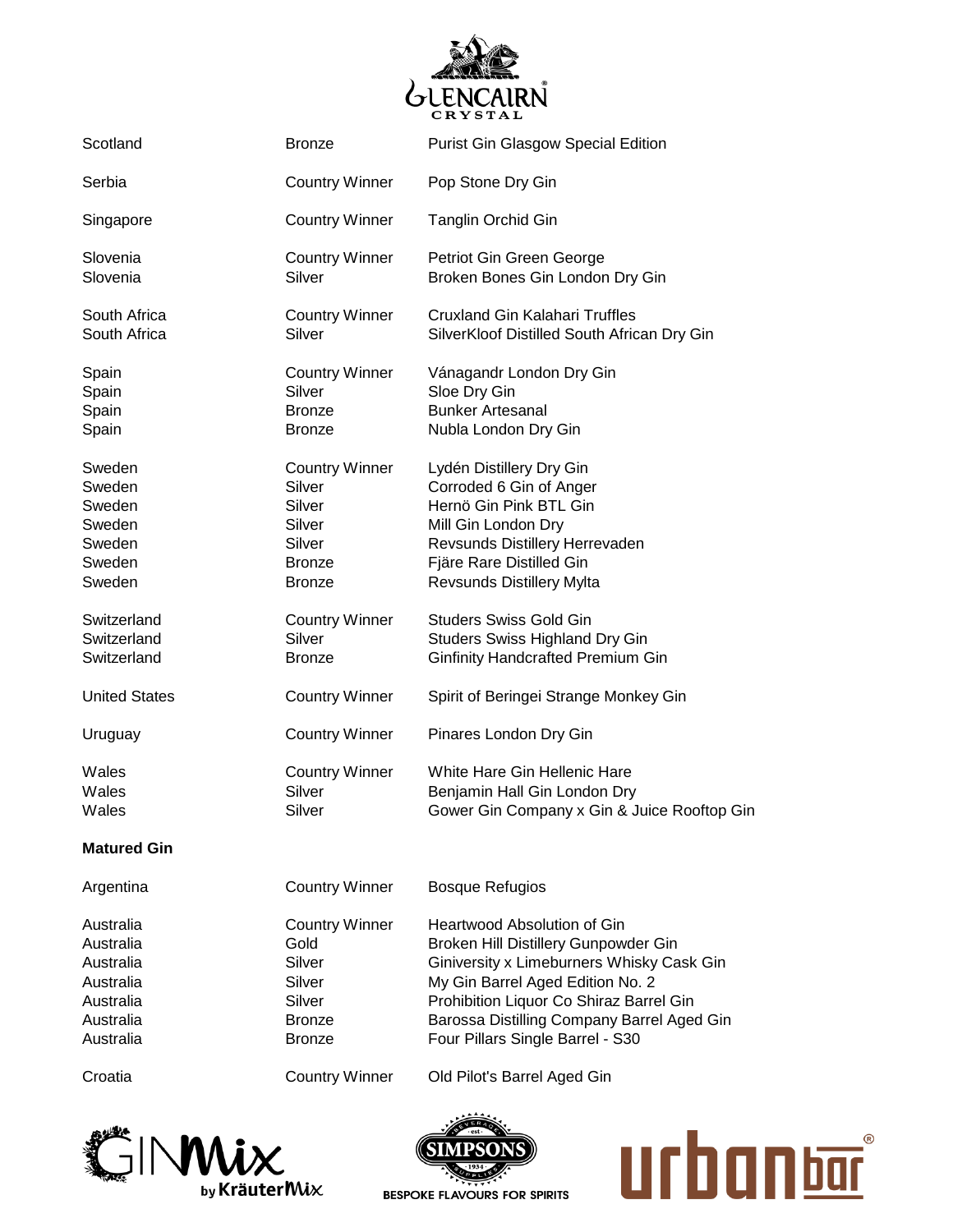| | | |
|---|---|---|
| Scotland | Bronze | Purist Gin Glasgow Special Edition |
| Serbia | Country Winner | Pop Stone Dry Gin |
| Singapore | Country Winner | Tanglin Orchid Gin |
| Slovenia | Country Winner | Petriot Gin Green George |
| Slovenia | Silver | Broken Bones Gin London Dry Gin |
| South Africa | Country Winner | Cruxland Gin Kalahari Truffles |
| South Africa | Silver | SilverKloof Distilled South African Dry Gin |
| Spain | Country Winner | Vánagandr London Dry Gin |
| Spain | Silver | Sloe Dry Gin |
| Spain | Bronze | Bunker Artesanal |
| Spain | Bronze | Nubla London Dry Gin |
| Sweden | Country Winner | Lydén Distillery Dry Gin |
| Sweden | Silver | Corroded 6 Gin of Anger |
| Sweden | Silver | Hernö Gin Pink BTL Gin |
| Sweden | Silver | Mill Gin London Dry |
| Sweden | Silver | Revsunds Distillery Herrevaden |
| Sweden | Bronze | Fjäre Rare Distilled Gin |
| Sweden | Bronze | Revsunds Distillery Mylta |
| Switzerland | Country Winner | Studers Swiss Gold Gin |
| Switzerland | Silver | Studers Swiss Highland Dry Gin |
| Switzerland | Bronze | Ginfinity Handcrafted Premium Gin |
| United States | Country Winner | Spirit of Beringei Strange Monkey Gin |
| Uruguay | Country Winner | Pinares London Dry Gin |
| Wales | Country Winner | White Hare Gin Hellenic Hare |
| Wales | Silver | Benjamin Hall Gin London Dry |
| Wales | Silver | Gower Gin Company x Gin & Juice Rooftop Gin |

**Matured Gin**

| | | |
|---|---|---|
| Argentina | Country Winner | Bosque Refugios |
| Australia | Country Winner | Heartwood Absolution of Gin |
| Australia | Gold | Broken Hill Distillery Gunpowder Gin |
| Australia | Silver | Giniversity x Limeburners Whisky Cask Gin |
| Australia | Silver | My Gin Barrel Aged Edition No. 2 |
| Australia | Silver | Prohibition Liquor Co Shiraz Barrel Gin |
| Australia | Bronze | Barossa Distilling Company Barrel Aged Gin |
| Australia | Bronze | Four Pillars Single Barrel - S30 |
| Croatia | Country Winner | Old Pilot's Barrel Aged Gin |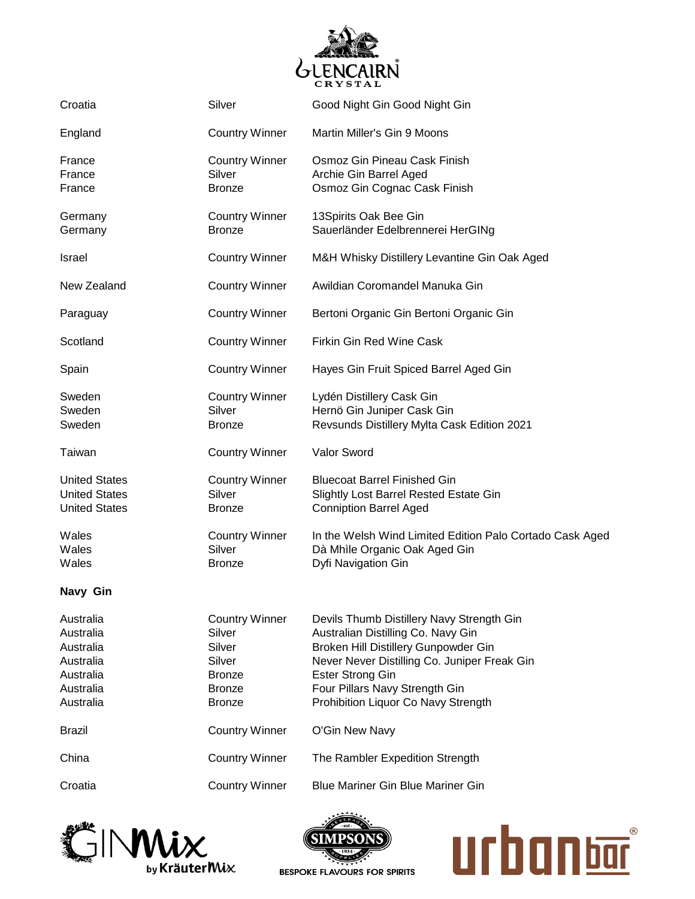| | | |
|---|---|---|
| Croatia | Silver | Good Night Gin Good Night Gin |
| England | Country Winner | Martin Miller's Gin 9 Moons |
| France | Country Winner | Osmoz Gin Pineau Cask Finish |
| France | Silver | Archie Gin Barrel Aged |
| France | Bronze | Osmoz Gin Cognac Cask Finish |
| Germany | Country Winner | 13Spirits Oak Bee Gin |
| Germany | Bronze | Sauerländer Edelbrennerei HerGINg |
| Israel | Country Winner | M&H Whisky Distillery Levantine Gin Oak Aged |
| New Zealand | Country Winner | Awildian Coromandel Manuka Gin |
| Paraguay | Country Winner | Bertoni Organic Gin Bertoni Organic Gin |
| Scotland | Country Winner | Firkin Gin Red Wine Cask |
| Spain | Country Winner | Hayes Gin Fruit Spiced Barrel Aged Gin |
| Sweden | Country Winner | Lydén Distillery Cask Gin |
| Sweden | Silver | Hernö Gin Juniper Cask Gin |
| Sweden | Bronze | Revsunds Distillery Mylta Cask Edition 2021 |
| Taiwan | Country Winner | Valor Sword |
| United States | Country Winner | Bluecoat Barrel Finished Gin |
| United States | Silver | Slightly Lost Barrel Rested Estate Gin |
| United States | Bronze | Conniption Barrel Aged |
| Wales | Country Winner | In the Welsh Wind Limited Edition Palo Cortado Cask Aged |
| Wales | Silver | Dà Mhìle Organic Oak Aged Gin |
| Wales | Bronze | Dyfi Navigation Gin |

**Navy Gin**

| | | |
|---|---|---|
| Australia | Country Winner | Devils Thumb Distillery Navy Strength Gin |
| Australia | Silver | Australian Distilling Co. Navy Gin |
| Australia | Silver | Broken Hill Distillery Gunpowder Gin |
| Australia | Silver | Never Never Distilling Co. Juniper Freak Gin |
| Australia | Bronze | Ester Strong Gin |
| Australia | Bronze | Four Pillars Navy Strength Gin |
| Australia | Bronze | Prohibition Liquor Co Navy Strength |
| Brazil | Country Winner | O'Gin New Navy |
| China | Country Winner | The Rambler Expedition Strength |
| Croatia | Country Winner | Blue Mariner Gin Blue Mariner Gin |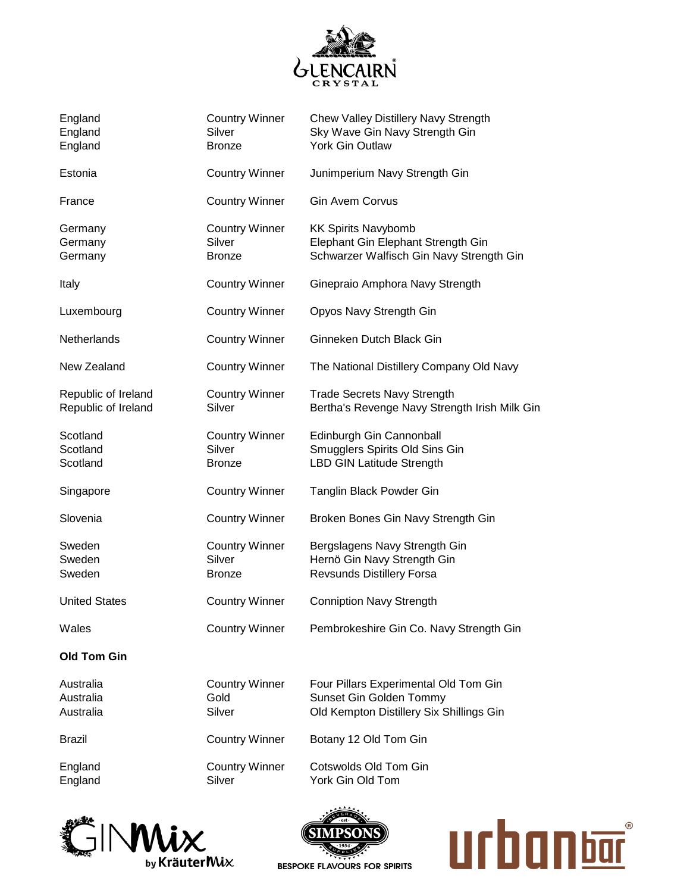| | | |
|---|---|---|
| England | Country Winner | Chew Valley Distillery Navy Strength |
| England | Silver | Sky Wave Gin Navy Strength Gin |
| England | Bronze | York Gin Outlaw |
| Estonia | Country Winner | Junimperium Navy Strength Gin |
| France | Country Winner | Gin Avem Corvus |
| Germany | Country Winner | KK Spirits Navybomb |
| Germany | Silver | Elephant Gin Elephant Strength Gin |
| Germany | Bronze | Schwarzer Walfisch Gin Navy Strength Gin |
| Italy | Country Winner | Ginepraio Amphora Navy Strength |
| Luxembourg | Country Winner | Opyos Navy Strength Gin |
| Netherlands | Country Winner | Ginneken Dutch Black Gin |
| New Zealand | Country Winner | The National Distillery Company Old Navy |
| Republic of Ireland | Country Winner | Trade Secrets Navy Strength |
| Republic of Ireland | Silver | Bertha's Revenge Navy Strength Irish Milk Gin |
| Scotland | Country Winner | Edinburgh Gin Cannonball |
| Scotland | Silver | Smugglers Spirits Old Sins Gin |
| Scotland | Bronze | LBD GIN Latitude Strength |
| Singapore | Country Winner | Tanglin Black Powder Gin |
| Slovenia | Country Winner | Broken Bones Gin Navy Strength Gin |
| Sweden | Country Winner | Bergslagens Navy Strength Gin |
| Sweden | Silver | Hernö Gin Navy Strength Gin |
| Sweden | Bronze | Revsunds Distillery Forsa |
| United States | Country Winner | Conniption Navy Strength |
| Wales | Country Winner | Pembrokeshire Gin Co. Navy Strength Gin |

**Old Tom Gin**

| | | |
|---|---|---|
| Australia | Country Winner | Four Pillars Experimental Old Tom Gin |
| Australia | Gold | Sunset Gin Golden Tommy |
| Australia | Silver | Old Kempton Distillery Six Shillings Gin |
| Brazil | Country Winner | Botany 12 Old Tom Gin |
| England | Country Winner | Cotswolds Old Tom Gin |
| England | Silver | York Gin Old Tom |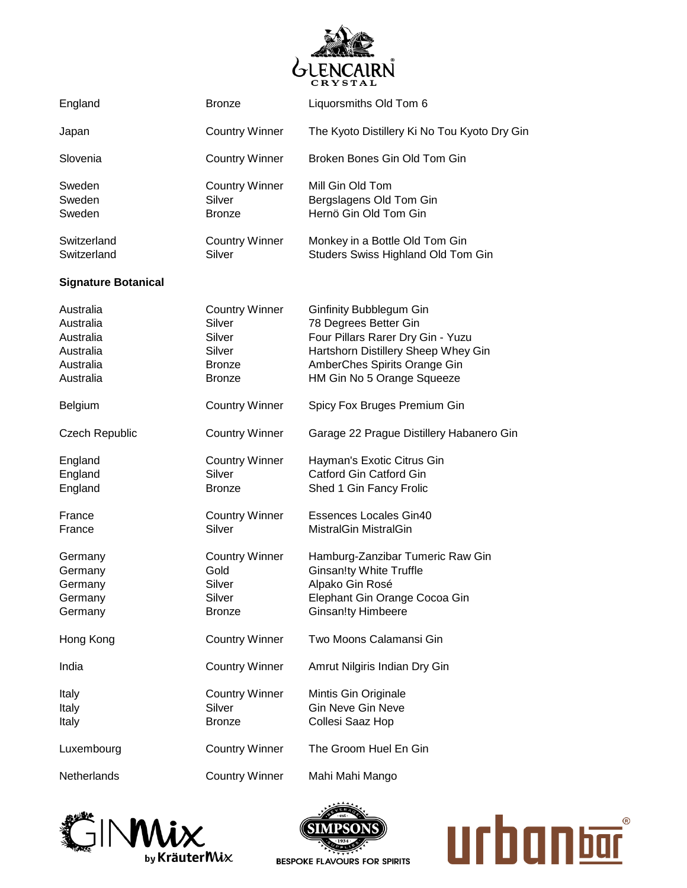| | | |
|---|---|---|
| England | Bronze | Liquorsmiths Old Tom 6 |
| Japan | Country Winner | The Kyoto Distillery Ki No Tou Kyoto Dry Gin |
| Slovenia | Country Winner | Broken Bones Gin Old Tom Gin |
| Sweden | Country Winner | Mill Gin Old Tom |
| Sweden | Silver | Bergslagens Old Tom Gin |
| Sweden | Bronze | Hernö Gin Old Tom Gin |
| Switzerland | Country Winner | Monkey in a Bottle Old Tom Gin |
| Switzerland | Silver | Studers Swiss Highland Old Tom Gin |

**Signature Botanical**

| | | |
|---|---|---|
| Australia | Country Winner | Ginfinity Bubblegum Gin |
| Australia | Silver | 78 Degrees Better Gin |
| Australia | Silver | Four Pillars Rarer Dry Gin - Yuzu |
| Australia | Silver | Hartshorn Distillery Sheep Whey Gin |
| Australia | Bronze | AmberChes Spirits Orange Gin |
| Australia | Bronze | HM Gin No 5 Orange Squeeze |
| Belgium | Country Winner | Spicy Fox Bruges Premium Gin |
| Czech Republic | Country Winner | Garage 22 Prague Distillery Habanero Gin |
| England | Country Winner | Hayman's Exotic Citrus Gin |
| England | Silver | Catford Gin Catford Gin |
| England | Bronze | Shed 1 Gin Fancy Frolic |
| France | Country Winner | Essences Locales Gin40 |
| France | Silver | MistralGin MistralGin |
| Germany | Country Winner | Hamburg-Zanzibar Tumeric Raw Gin |
| Germany | Gold | Ginsan!ty White Truffle |
| Germany | Silver | Alpako Gin Rosé |
| Germany | Silver | Elephant Gin Orange Cocoa Gin |
| Germany | Bronze | Ginsan!ty Himbeere |
| Hong Kong | Country Winner | Two Moons Calamansi Gin |
| India | Country Winner | Amrut Nilgiris Indian Dry Gin |
| Italy | Country Winner | Mintis Gin Originale |
| Italy | Silver | Gin Neve Gin Neve |
| Italy | Bronze | Collesi Saaz Hop |
| Luxembourg | Country Winner | The Groom Huel En Gin |
| Netherlands | Country Winner | Mahi Mahi Mango |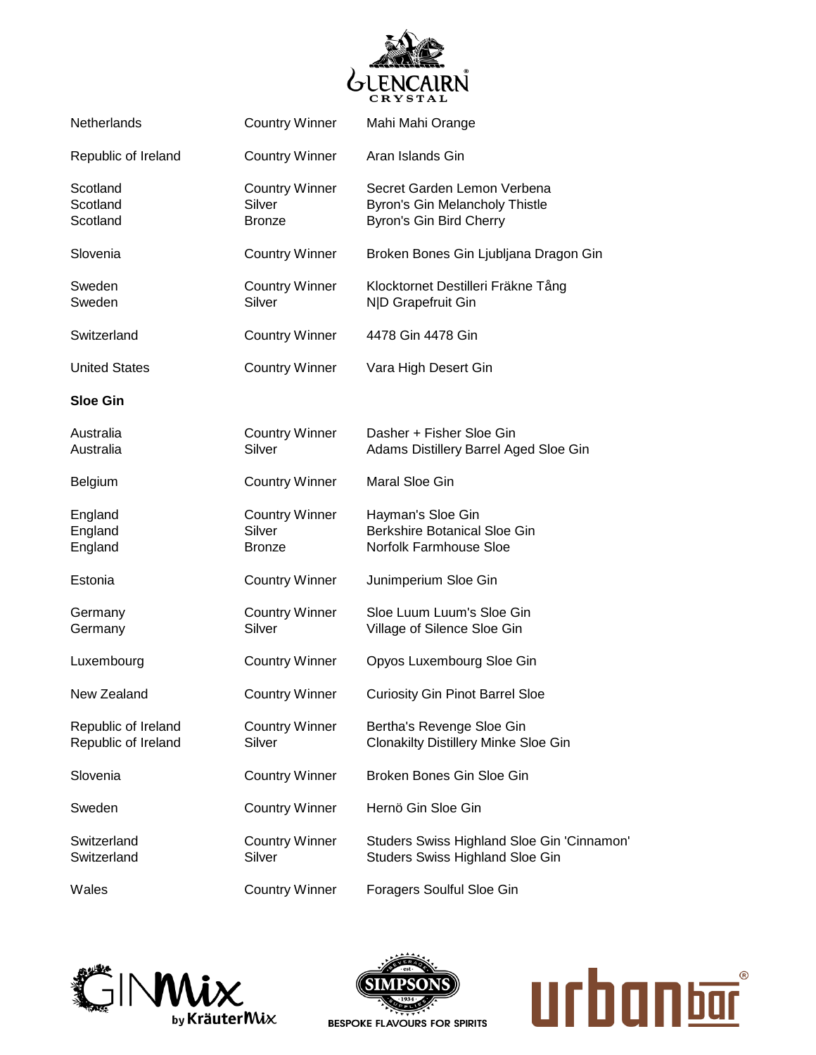| | | |
|---|---|---|
| Netherlands | Country Winner | Mahi Mahi Orange |
| Republic of Ireland | Country Winner | Aran Islands Gin |
| Scotland | Country Winner | Secret Garden Lemon Verbena |
| Scotland | Silver | Byron's Gin Melancholy Thistle |
| Scotland | Bronze | Byron's Gin Bird Cherry |
| Slovenia | Country Winner | Broken Bones Gin Ljubljana Dragon Gin |
| Sweden | Country Winner | Klocktornet Destilleri Fräkne Tång |
| Sweden | Silver | N\|D Grapefruit Gin |
| Switzerland | Country Winner | 4478 Gin 4478 Gin |
| United States | Country Winner | Vara High Desert Gin |

**Sloe Gin**

| | | |
|---|---|---|
| Australia | Country Winner | Dasher + Fisher Sloe Gin |
| Australia | Silver | Adams Distillery Barrel Aged Sloe Gin |
| Belgium | Country Winner | Maral Sloe Gin |
| England | Country Winner | Hayman's Sloe Gin |
| England | Silver | Berkshire Botanical Sloe Gin |
| England | Bronze | Norfolk Farmhouse Sloe |
| Estonia | Country Winner | Junimperium Sloe Gin |
| Germany | Country Winner | Sloe Luum Luum's Sloe Gin |
| Germany | Silver | Village of Silence Sloe Gin |
| Luxembourg | Country Winner | Opyos Luxembourg Sloe Gin |
| New Zealand | Country Winner | Curiosity Gin Pinot Barrel Sloe |
| Republic of Ireland | Country Winner | Bertha's Revenge Sloe Gin |
| Republic of Ireland | Silver | Clonakilty Distillery Minke Sloe Gin |
| Slovenia | Country Winner | Broken Bones Gin Sloe Gin |
| Sweden | Country Winner | Hernö Gin Sloe Gin |
| Switzerland | Country Winner | Studers Swiss Highland Sloe Gin 'Cinnamon' |
| Switzerland | Silver | Studers Swiss Highland Sloe Gin |
| Wales | Country Winner | Foragers Soulful Sloe Gin |